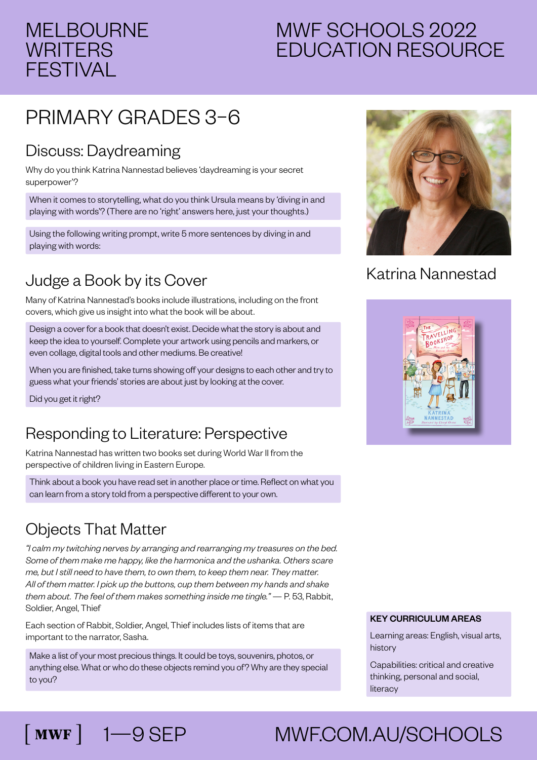MELBOURNE WRITERS FESTIVAL

# MWF SCHOOLS 2022 EDUCATION RESOURCE

## PRIMARY GRADES 3–6

### Discuss: Daydreaming

Why do you think Katrina Nannestad believes 'daydreaming is your secret superpower'?

When it comes to storytelling, what do you think Ursula means by 'diving in and playing with words'? (There are no 'right' answers here, just your thoughts.)

Using the following writing prompt, write 5 more sentences by diving in and playing with words:

### Judge a Book by its Cover

Many of Katrina Nannestad's books include illustrations, including on the front covers, which give us insight into what the book will be about.

Design a cover for a book that doesn't exist. Decide what the story is about and keep the idea to yourself. Complete your artwork using pencils and markers, or even collage, digital tools and other mediums. Be creative!

When you are finished, take turns showing off your designs to each other and try to guess what your friends' stories are about just by looking at the cover.

Did you get it right?

### Responding to Literature: Perspective

Katrina Nannestad has written two books set during World War II from the perspective of children living in Eastern Europe.

Think about a book you have read set in another place or time. Reflect on what you can learn from a story told from a perspective different to your own.

### Objects That Matter

*"I calm my twitching nerves by arranging and rearranging my treasures on the bed. Some of them make me happy, like the harmonica and the ushanka. Others scare me, but I still need to have them, to own them, to keep them near. They matter. All of them matter. I pick up the buttons, cup them between my hands and shake them about. The feel of them makes something inside me tingle."* — P. 53, Rabbit, Soldier, Angel, Thief

Each section of Rabbit, Soldier, Angel, Thief includes lists of items that are important to the narrator, Sasha.

Make a list of your most precious things. It could be toys, souvenirs, photos, or anything else. What or who do these objects remind you of? Why are they special to you?

Katrina Nannestad

**KEY CURRICULUM AREAS**

Learning areas: English, visual arts, history

Capabilities: critical and creative thinking, personal and social, literacy

[ MWF ] 1—9 SEP MWF.COM.AU/SCHOOLS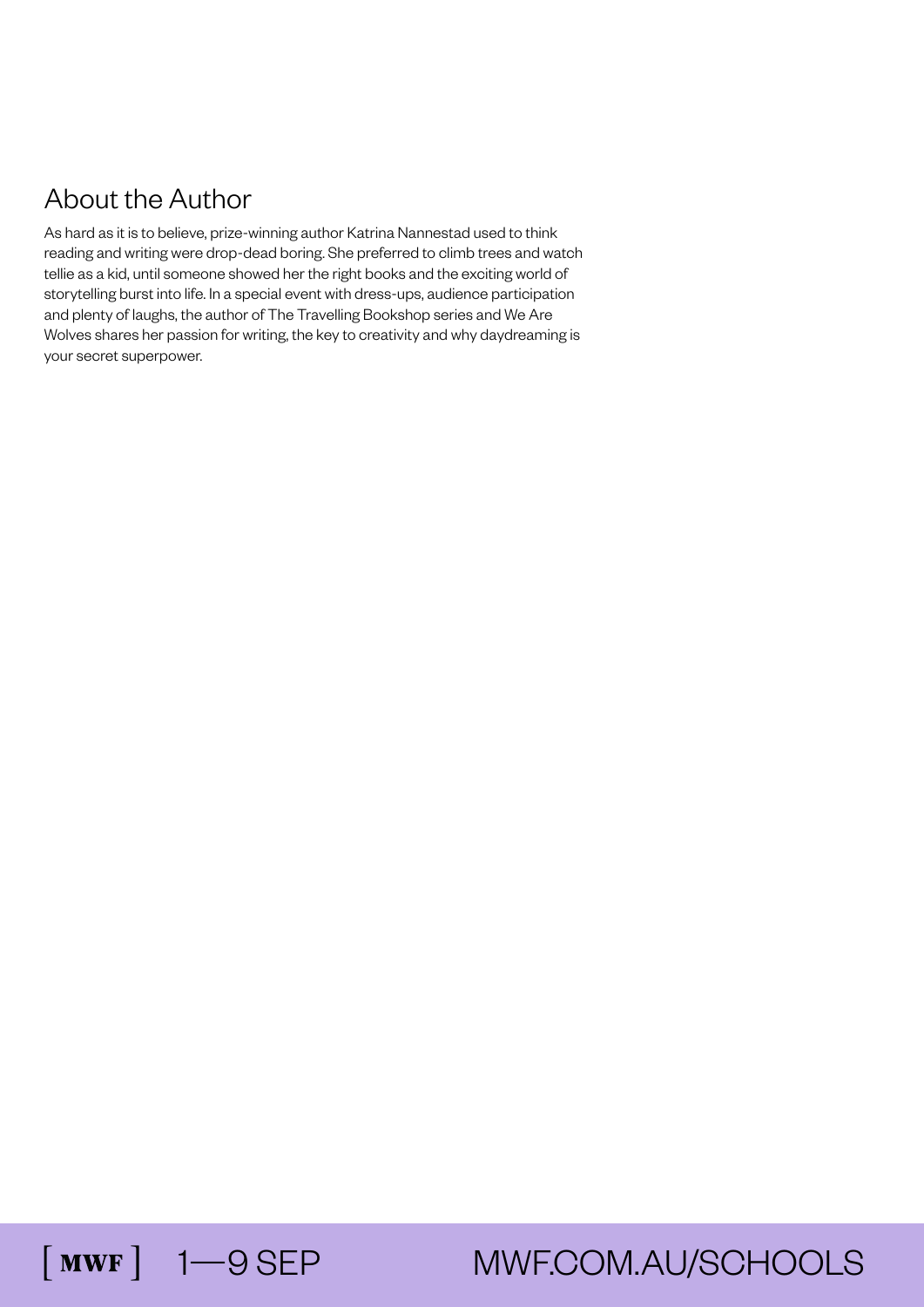## About the Author

As hard as it is to believe, prize-winning author Katrina Nannestad used to think reading and writing were drop-dead boring. She preferred to climb trees and watch tellie as a kid, until someone showed her the right books and the exciting world of storytelling burst into life. In a special event with dress-ups, audience participation and plenty of laughs, the author of The Travelling Bookshop series and We Are Wolves shares her passion for writing, the key to creativity and why daydreaming is your secret superpower.